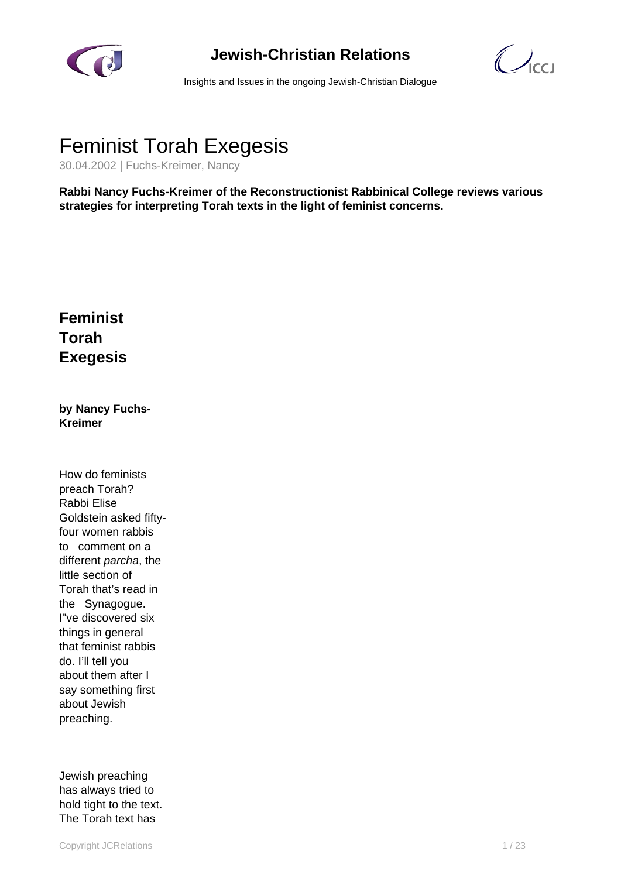# Feminist Torah Exegesis

30.04.2002 | Fuchs-Kreimer, Nancy

**Rabbi Nancy Fuchs-Kreimer of the Reconstructionist Rabbinical College reviews various strategies for interpreting Torah texts in the light of feminist concerns.**

## Feminist Torah Exegesis

**by Nancy Fuchs-Kreimer**

How do feminists preach Torah? Rabbi Elise Goldstein asked fifty-four women rabbis to comment on a different *parcha*, the little section of Torah that's read in the Synagogue. I"ve discovered six things in general that feminist rabbis do. I'll tell you about them after I say something first about Jewish preaching.

Jewish preaching has always tried to hold tight to the text. The Torah text has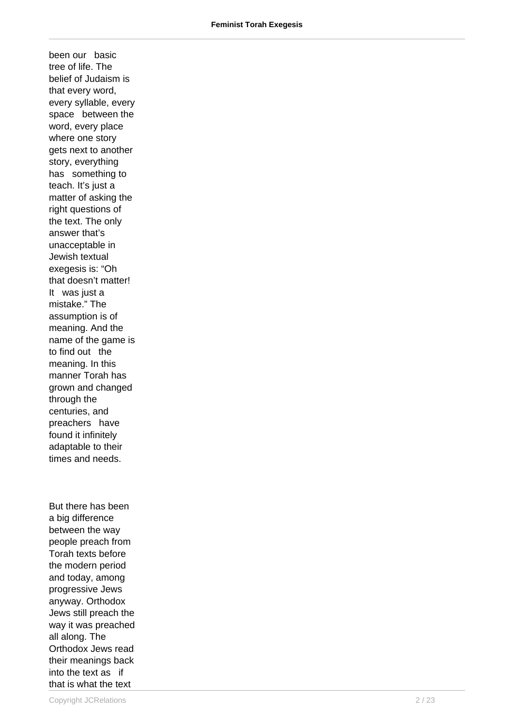been our basic tree of life. The belief of Judaism is that every word, every syllable, every space between the word, every place where one story gets next to another story, everything has something to teach. It's just a matter of asking the right questions of the text. The only answer that's unacceptable in Jewish textual exegesis is: "Oh that doesn't matter! It was just a mistake." The assumption is of meaning. And the name of the game is to find out the meaning. In this manner Torah has grown and changed through the centuries, and preachers have found it infinitely adaptable to their times and needs.

But there has been a big difference between the way people preach from Torah texts before the modern period and today, among progressive Jews anyway. Orthodox Jews still preach the way it was preached all along. The Orthodox Jews read their meanings back into the text as if that is what the text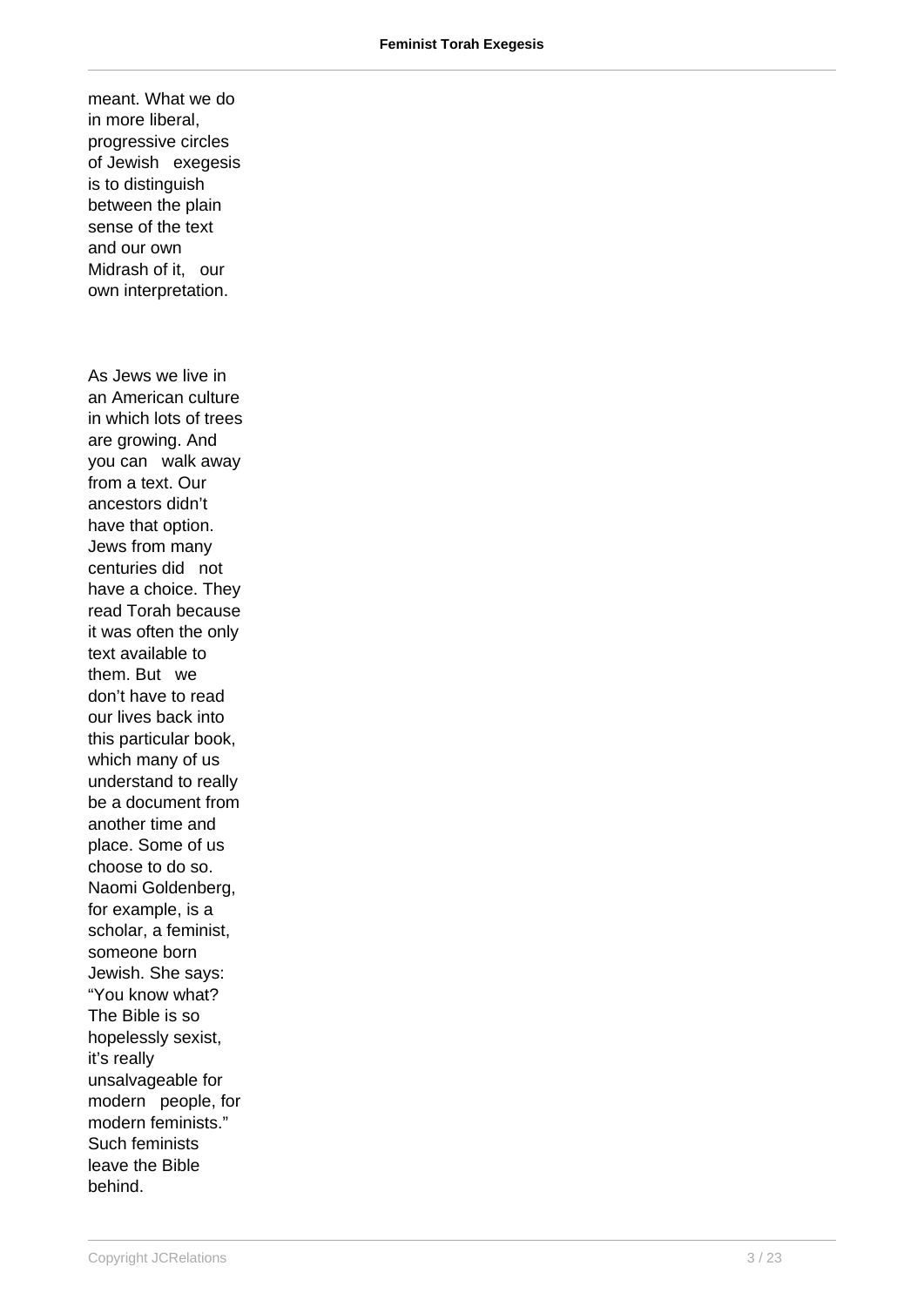meant. What we do in more liberal, progressive circles of Jewish exegesis is to distinguish between the plain sense of the text and our own Midrash of it, our own interpretation.

As Jews we live in an American culture in which lots of trees are growing. And you can walk away from a text. Our ancestors didn't have that option. Jews from many centuries did not have a choice. They read Torah because it was often the only text available to them. But we don't have to read our lives back into this particular book, which many of us understand to really be a document from another time and place. Some of us choose to do so. Naomi Goldenberg, for example, is a scholar, a feminist, someone born Jewish. She says: "You know what? The Bible is so hopelessly sexist, it's really unsalvageable for modern people, for modern feminists." Such feminists leave the Bible behind.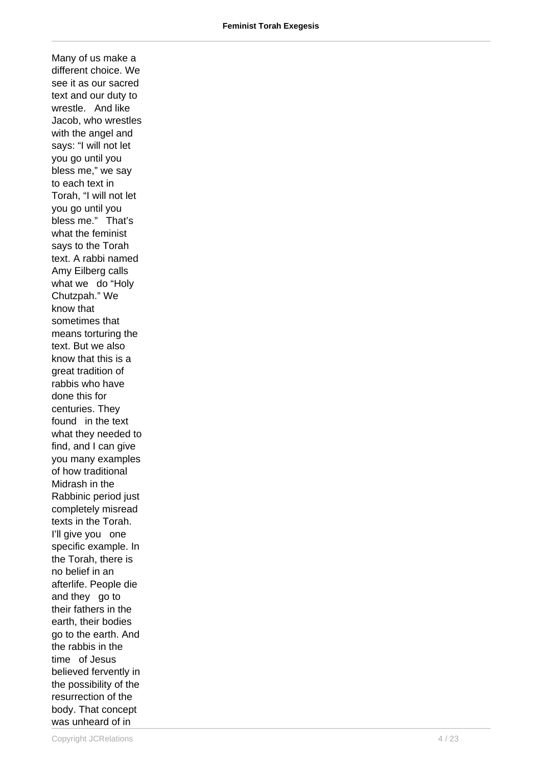Many of us make a different choice. We see it as our sacred text and our duty to wrestle. And like Jacob, who wrestles with the angel and says: "I will not let you go until you bless me," we say to each text in Torah, "I will not let you go until you bless me." That's what the feminist says to the Torah text. A rabbi named Amy Eilberg calls what we do "Holy Chutzpah." We know that sometimes that means torturing the text. But we also know that this is a great tradition of rabbis who have done this for centuries. They found in the text what they needed to find, and I can give you many examples of how traditional Midrash in the Rabbinic period just completely misread texts in the Torah. I'll give you one specific example. In the Torah, there is no belief in an afterlife. People die and they go to their fathers in the earth, their bodies go to the earth. And the rabbis in the time of Jesus believed fervently in the possibility of the resurrection of the body. That concept was unheard of in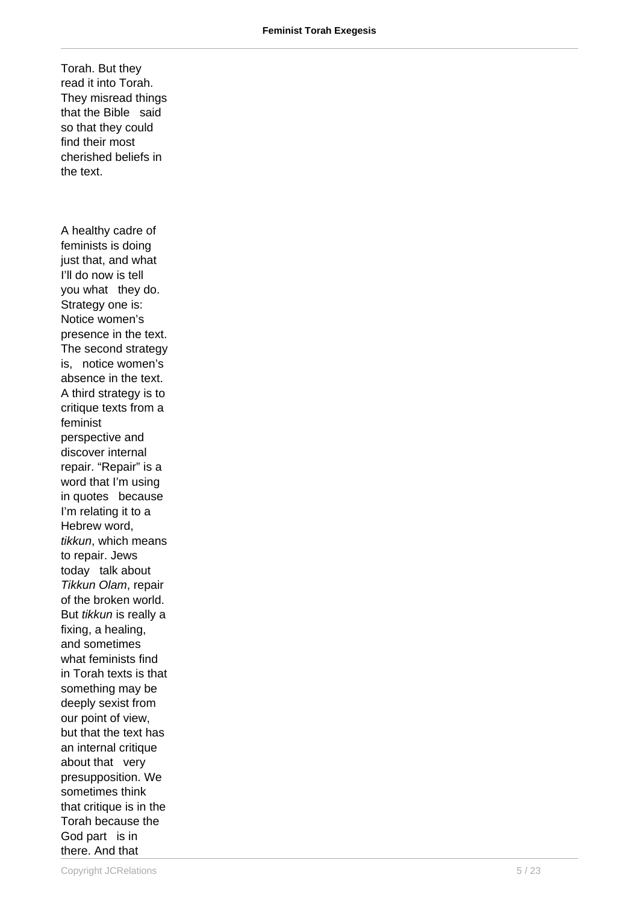Torah. But they read it into Torah. They misread things that the Bible said so that they could find their most cherished beliefs in the text.

A healthy cadre of feminists is doing just that, and what I'll do now is tell you what they do. Strategy one is: Notice women's presence in the text. The second strategy is, notice women's absence in the text. A third strategy is to critique texts from a feminist perspective and discover internal repair. "Repair" is a word that I'm using in quotes because I'm relating it to a Hebrew word, *tikkun*, which means to repair. Jews today talk about *Tikkun Olam*, repair of the broken world. But *tikkun* is really a fixing, a healing, and sometimes what feminists find in Torah texts is that something may be deeply sexist from our point of view, but that the text has an internal critique about that very presupposition. We sometimes think that critique is in the Torah because the God part is in there. And that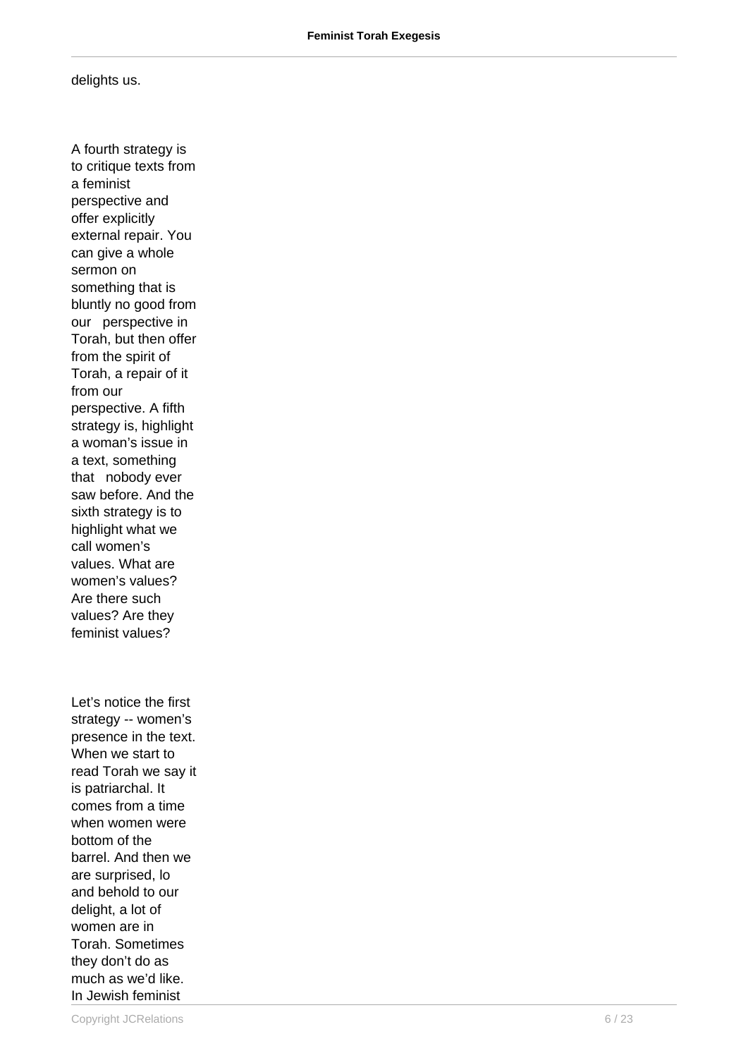delights us.

A fourth strategy is to critique texts from a feminist perspective and offer explicitly external repair. You can give a whole sermon on something that is bluntly no good from our perspective in Torah, but then offer from the spirit of Torah, a repair of it from our perspective. A fifth strategy is, highlight a woman's issue in a text, something that nobody ever saw before. And the sixth strategy is to highlight what we call women's values. What are women's values? Are there such values? Are they feminist values?

Let's notice the first strategy -- women's presence in the text. When we start to read Torah we say it is patriarchal. It comes from a time when women were bottom of the barrel. And then we are surprised, lo and behold to our delight, a lot of women are in Torah. Sometimes they don't do as much as we'd like. In Jewish feminist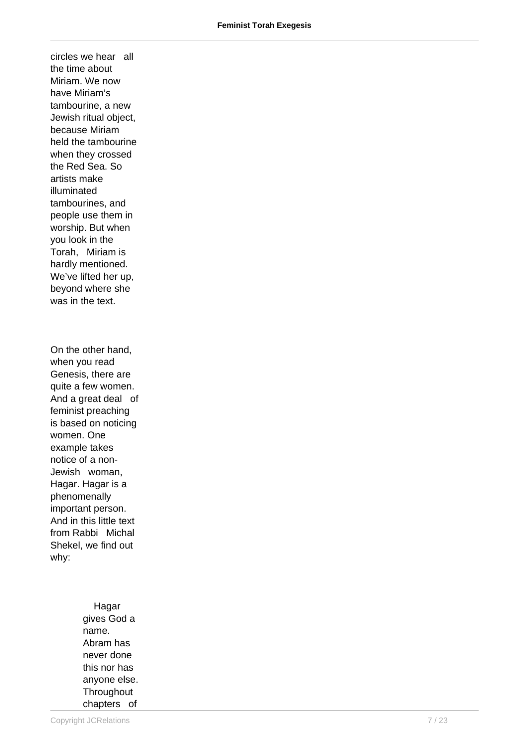circles we hear all the time about Miriam. We now have Miriam's tambourine, a new Jewish ritual object, because Miriam held the tambourine when they crossed the Red Sea. So artists make illuminated tambourines, and people use them in worship. But when you look in the Torah, Miriam is hardly mentioned. We've lifted her up, beyond where she was in the text.

On the other hand, when you read Genesis, there are quite a few women. And a great deal of feminist preaching is based on noticing women. One example takes notice of a non-Jewish woman, Hagar. Hagar is a phenomenally important person. And in this little text from Rabbi Michal Shekel, we find out why:

> Hagar gives God a name. Abram has never done this nor has anyone else. Throughout chapters of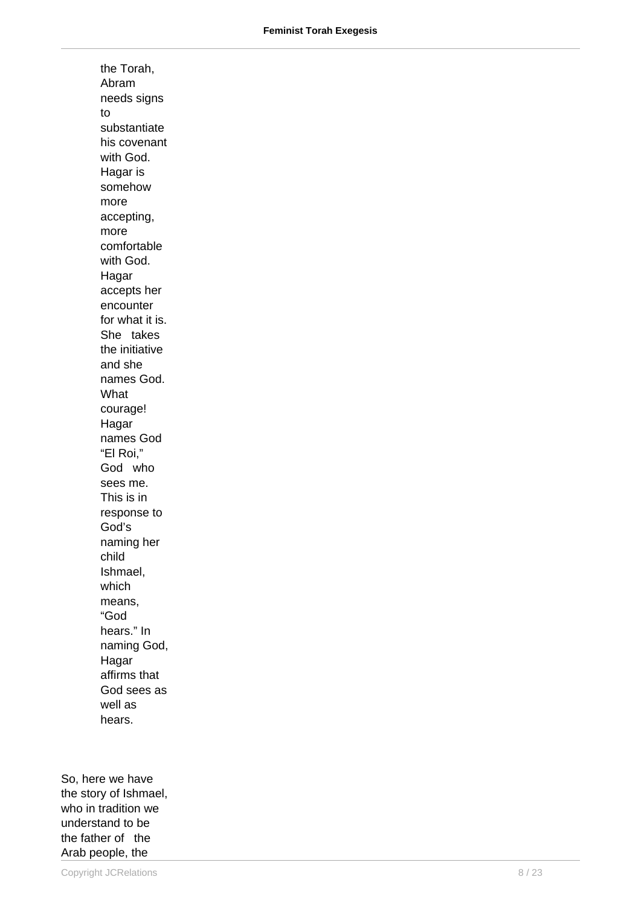the Torah, Abram needs signs to substantiate his covenant with God. Hagar is somehow more accepting, more comfortable with God. Hagar accepts her encounter for what it is. She takes the initiative and she names God. What courage! Hagar names God "El Roi," God who sees me. This is in response to God's naming her child Ishmael, which means, "God hears." In naming God, Hagar affirms that God sees as well as hears.

So, here we have the story of Ishmael, who in tradition we understand to be the father of the Arab people, the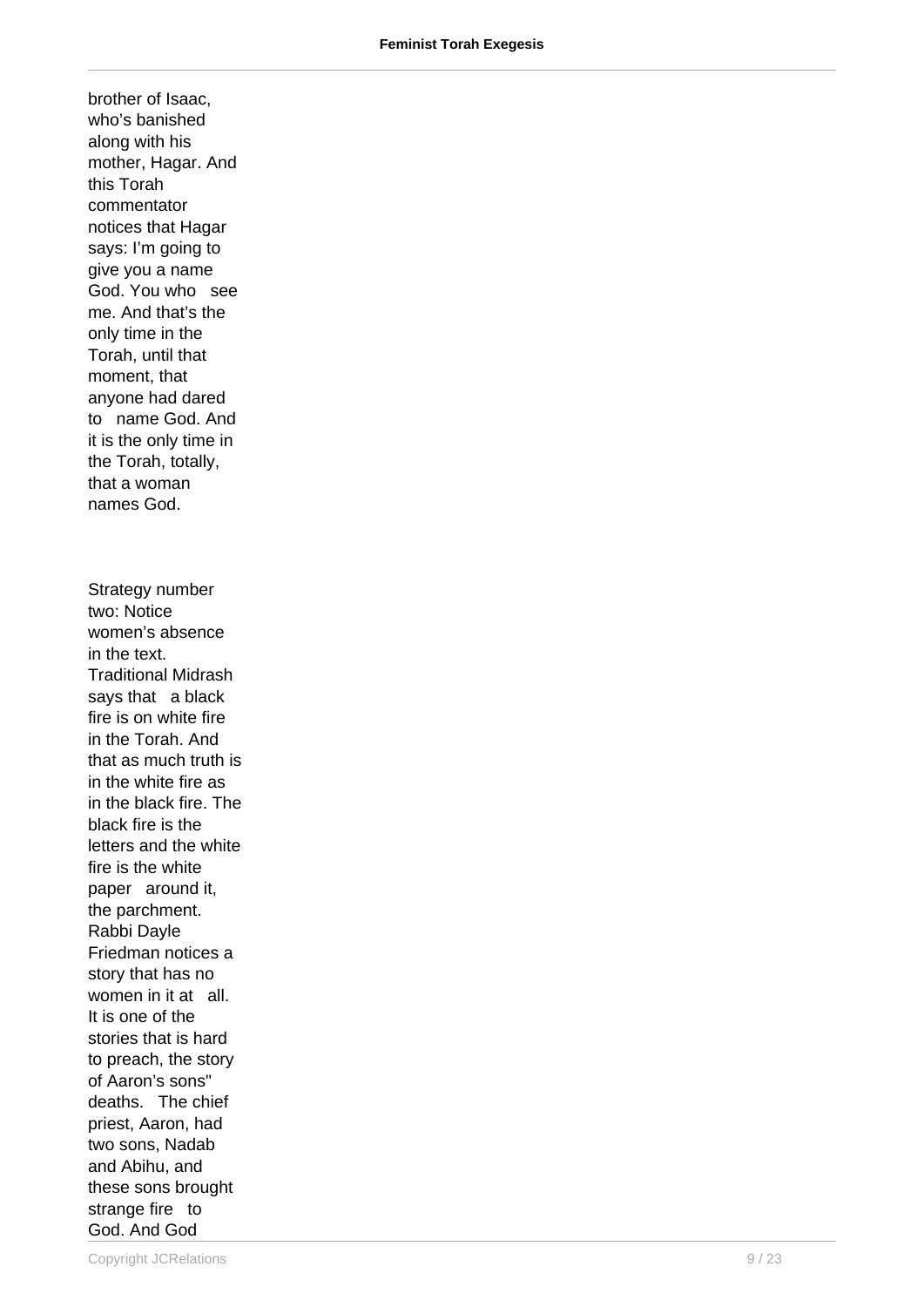brother of Isaac, who's banished along with his mother, Hagar. And this Torah commentator notices that Hagar says: I'm going to give you a name God. You who see me. And that's the only time in the Torah, until that moment, that anyone had dared to name God. And it is the only time in the Torah, totally, that a woman names God.

Strategy number two: Notice women's absence in the text. Traditional Midrash says that a black fire is on white fire in the Torah. And that as much truth is in the white fire as in the black fire. The black fire is the letters and the white fire is the white paper around it, the parchment. Rabbi Dayle Friedman notices a story that has no women in it at all. It is one of the stories that is hard to preach, the story of Aaron's sons" deaths. The chief priest, Aaron, had two sons, Nadab and Abihu, and these sons brought strange fire to God. And God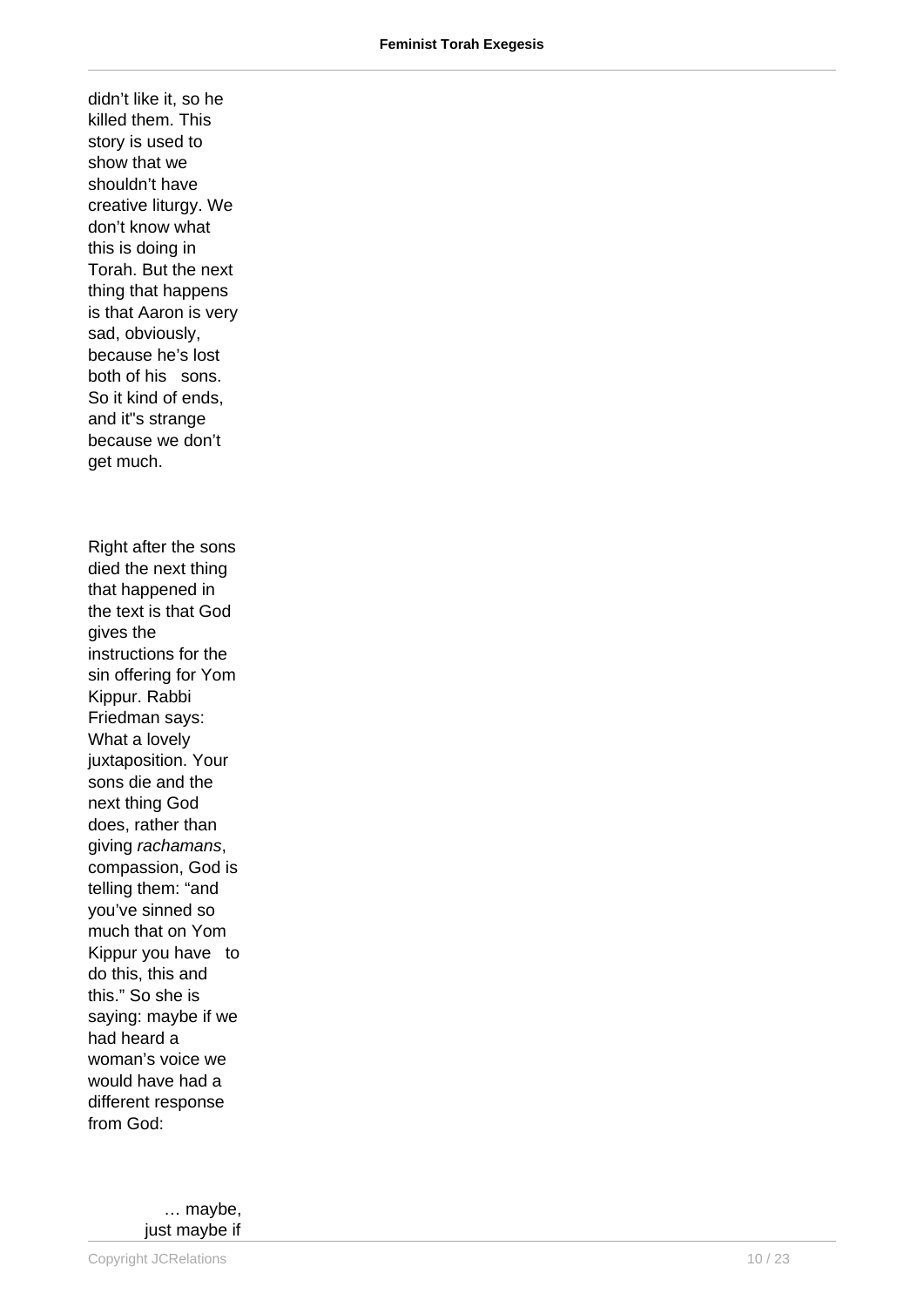didn't like it, so he killed them. This story is used to show that we shouldn't have creative liturgy. We don't know what this is doing in Torah. But the next thing that happens is that Aaron is very sad, obviously, because he's lost both of his sons. So it kind of ends, and it"s strange because we don't get much.

Right after the sons died the next thing that happened in the text is that God gives the instructions for the sin offering for Yom Kippur. Rabbi Friedman says: What a lovely juxtaposition. Your sons die and the next thing God does, rather than giving *rachamans*, compassion, God is telling them: "and you've sinned so much that on Yom Kippur you have to do this, this and this." So she is saying: maybe if we had heard a woman's voice we would have had a different response from God:

> … maybe, just maybe if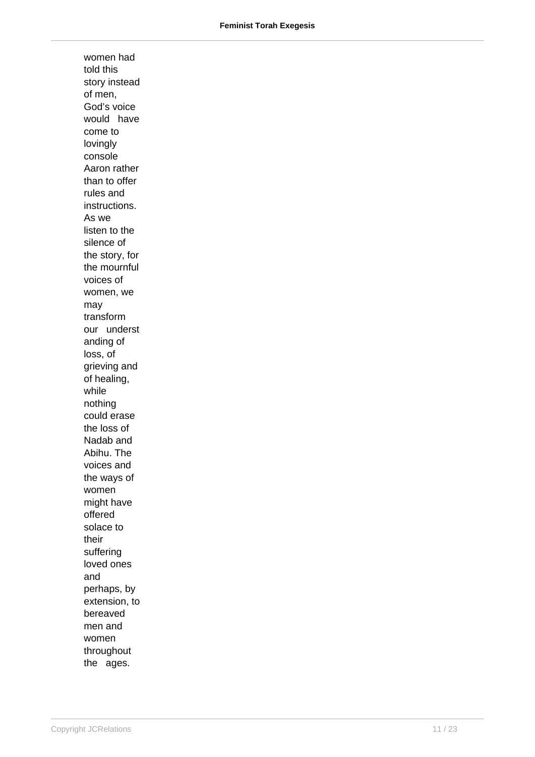women had told this story instead of men, God's voice would have come to lovingly console Aaron rather than to offer rules and instructions. As we listen to the silence of the story, for the mournful voices of women, we may transform our understanding of loss, of grieving and of healing, while nothing could erase the loss of Nadab and Abihu. The voices and the ways of women might have offered solace to their suffering loved ones and perhaps, by extension, to bereaved men and women throughout the ages.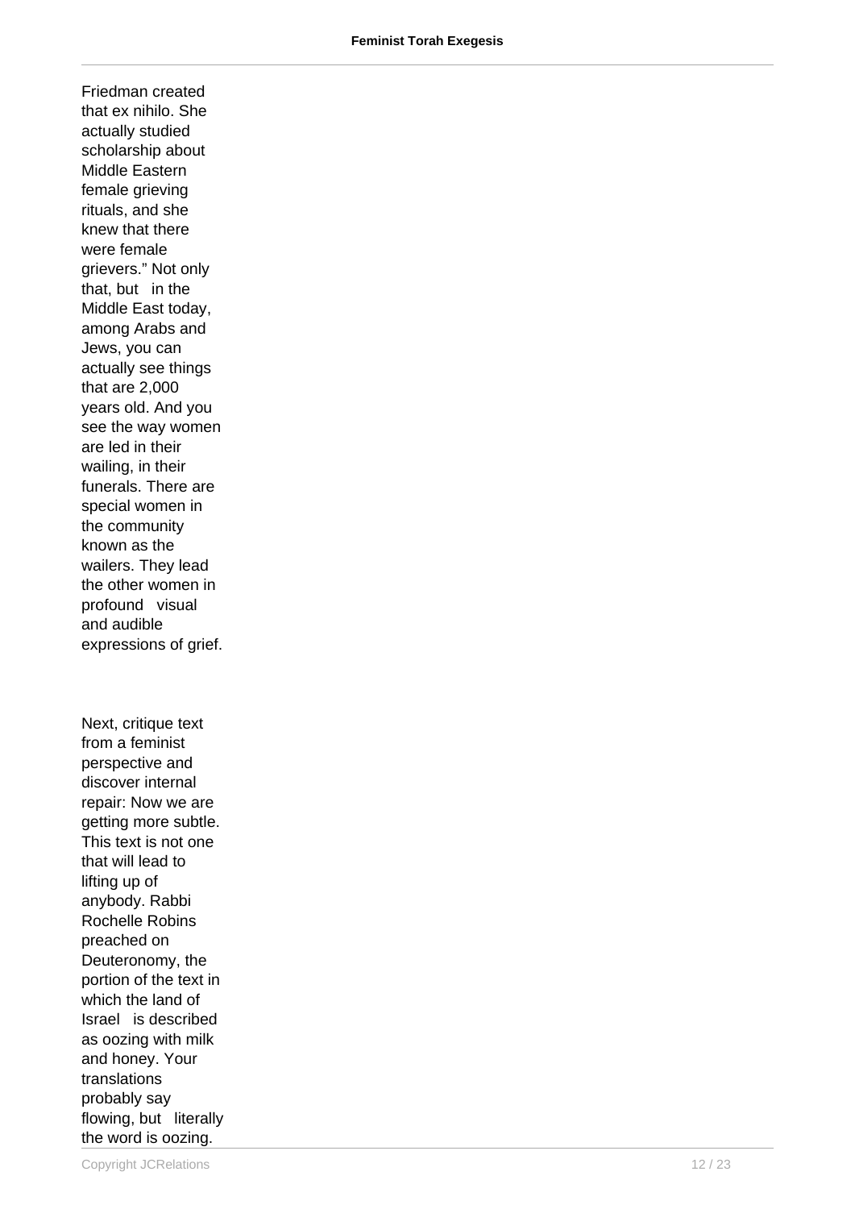Friedman created that ex nihilo. She actually studied scholarship about Middle Eastern female grieving rituals, and she knew that there were female grievers." Not only that, but in the Middle East today, among Arabs and Jews, you can actually see things that are 2,000 years old. And you see the way women are led in their wailing, in their funerals. There are special women in the community known as the wailers. They lead the other women in profound visual and audible expressions of grief.

Next, critique text from a feminist perspective and discover internal repair: Now we are getting more subtle. This text is not one that will lead to lifting up of anybody. Rabbi Rochelle Robins preached on Deuteronomy, the portion of the text in which the land of Israel is described as oozing with milk and honey. Your translations probably say flowing, but literally the word is oozing.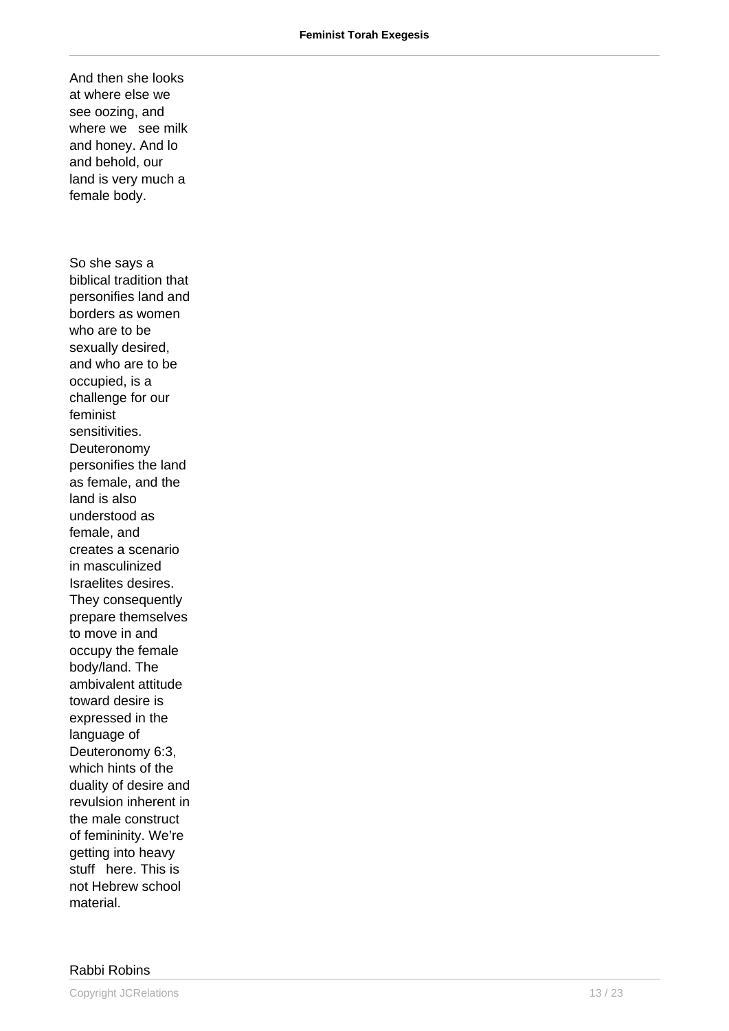And then she looks at where else we see oozing, and where we see milk and honey. And lo and behold, our land is very much a female body.

So she says a biblical tradition that personifies land and borders as women who are to be sexually desired, and who are to be occupied, is a challenge for our feminist sensitivities. Deuteronomy personifies the land as female, and the land is also understood as female, and creates a scenario in masculinized Israelites desires. They consequently prepare themselves to move in and occupy the female body/land. The ambivalent attitude toward desire is expressed in the language of Deuteronomy 6:3, which hints of the duality of desire and revulsion inherent in the male construct of femininity. We're getting into heavy stuff here. This is not Hebrew school material.

Rabbi Robins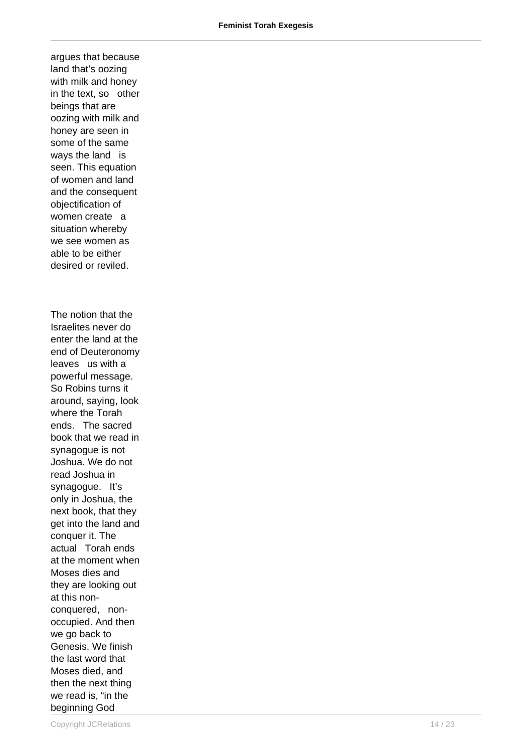argues that because land that's oozing with milk and honey in the text, so other beings that are oozing with milk and honey are seen in some of the same ways the land is seen. This equation of women and land and the consequent objectification of women create a situation whereby we see women as able to be either desired or reviled.

The notion that the Israelites never do enter the land at the end of Deuteronomy leaves us with a powerful message. So Robins turns it around, saying, look where the Torah ends. The sacred book that we read in synagogue is not Joshua. We do not read Joshua in synagogue. It's only in Joshua, the next book, that they get into the land and conquer it. The actual Torah ends at the moment when Moses dies and they are looking out at this non-conquered, non-occupied. And then we go back to Genesis. We finish the last word that Moses died, and then the next thing we read is, "in the beginning God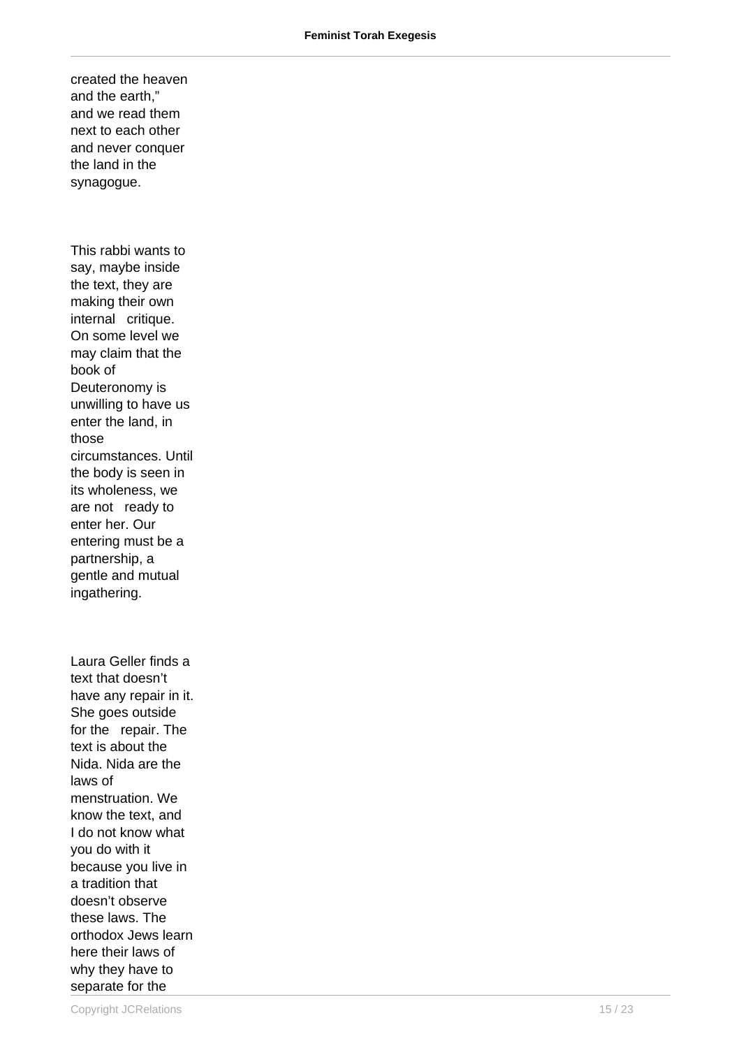created the heaven and the earth," and we read them next to each other and never conquer the land in the synagogue.

This rabbi wants to say, maybe inside the text, they are making their own internal critique. On some level we may claim that the book of Deuteronomy is unwilling to have us enter the land, in those circumstances. Until the body is seen in its wholeness, we are not ready to enter her. Our entering must be a partnership, a gentle and mutual ingathering.

Laura Geller finds a text that doesn't have any repair in it. She goes outside for the repair. The text is about the Nida. Nida are the laws of menstruation. We know the text, and I do not know what you do with it because you live in a tradition that doesn't observe these laws. The orthodox Jews learn here their laws of why they have to separate for the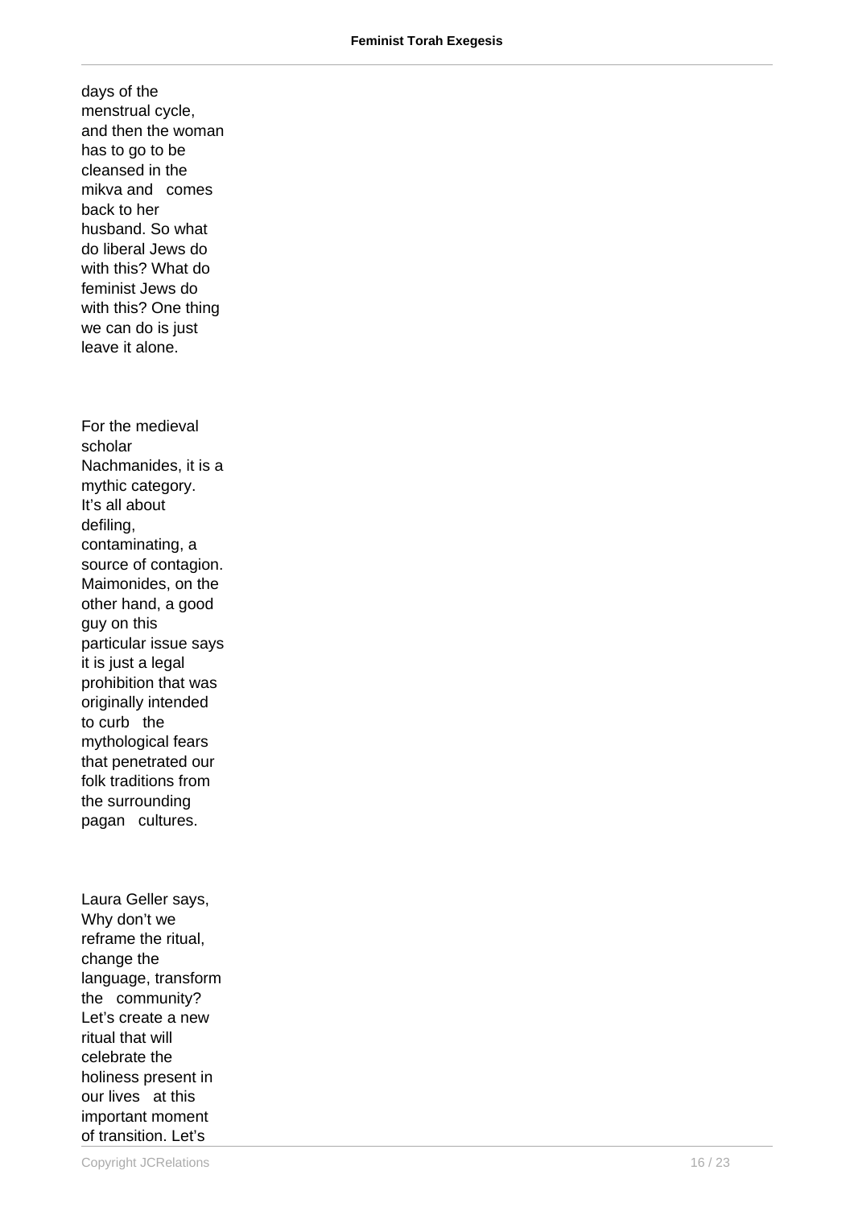days of the menstrual cycle, and then the woman has to go to be cleansed in the mikva and comes back to her husband. So what do liberal Jews do with this? What do feminist Jews do with this? One thing we can do is just leave it alone.

For the medieval scholar Nachmanides, it is a mythic category. It's all about defiling, contaminating, a source of contagion. Maimonides, on the other hand, a good guy on this particular issue says it is just a legal prohibition that was originally intended to curb the mythological fears that penetrated our folk traditions from the surrounding pagan cultures.

Laura Geller says, Why don't we reframe the ritual, change the language, transform the community? Let's create a new ritual that will celebrate the holiness present in our lives at this important moment of transition. Let's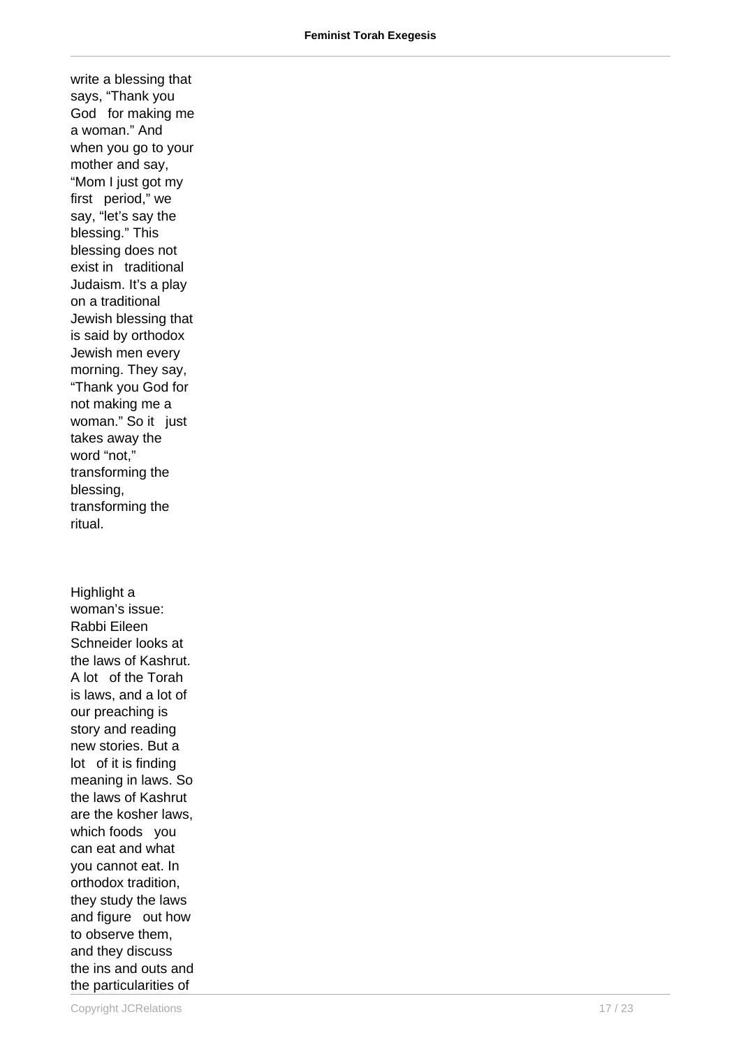write a blessing that says, “Thank you God for making me a woman.” And when you go to your mother and say, “Mom I just got my first period,” we say, “let’s say the blessing.” This blessing does not exist in traditional Judaism. It’s a play on a traditional Jewish blessing that is said by orthodox Jewish men every morning. They say, “Thank you God for not making me a woman.” So it just takes away the word “not,” transforming the blessing, transforming the ritual.

Highlight a woman’s issue: Rabbi Eileen Schneider looks at the laws of Kashrut. A lot of the Torah is laws, and a lot of our preaching is story and reading new stories. But a lot of it is finding meaning in laws. So the laws of Kashrut are the kosher laws, which foods you can eat and what you cannot eat. In orthodox tradition, they study the laws and figure out how to observe them, and they discuss the ins and outs and the particularities of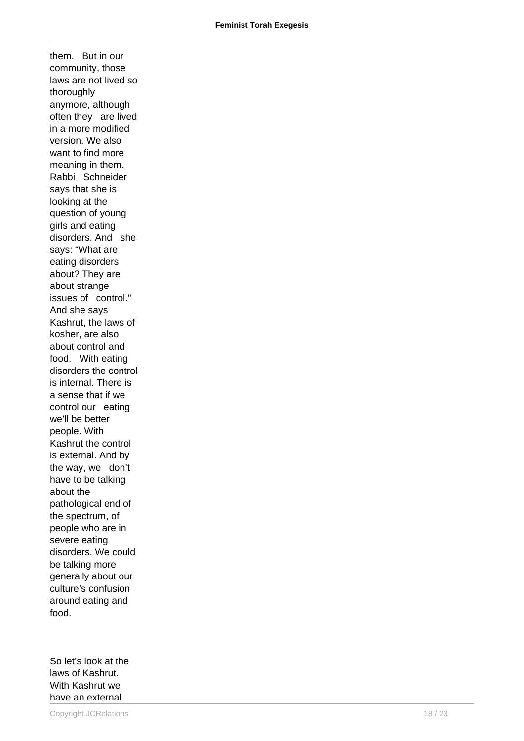them. But in our community, those laws are not lived so thoroughly anymore, although often they are lived in a more modified version. We also want to find more meaning in them. Rabbi Schneider says that she is looking at the question of young girls and eating disorders. And she says: “What are eating disorders about? They are about strange issues of control." And she says Kashrut, the laws of kosher, are also about control and food. With eating disorders the control is internal. There is a sense that if we control our eating we’ll be better people. With Kashrut the control is external. And by the way, we don’t have to be talking about the pathological end of the spectrum, of people who are in severe eating disorders. We could be talking more generally about our culture’s confusion around eating and food.

So let’s look at the laws of Kashrut. With Kashrut we have an external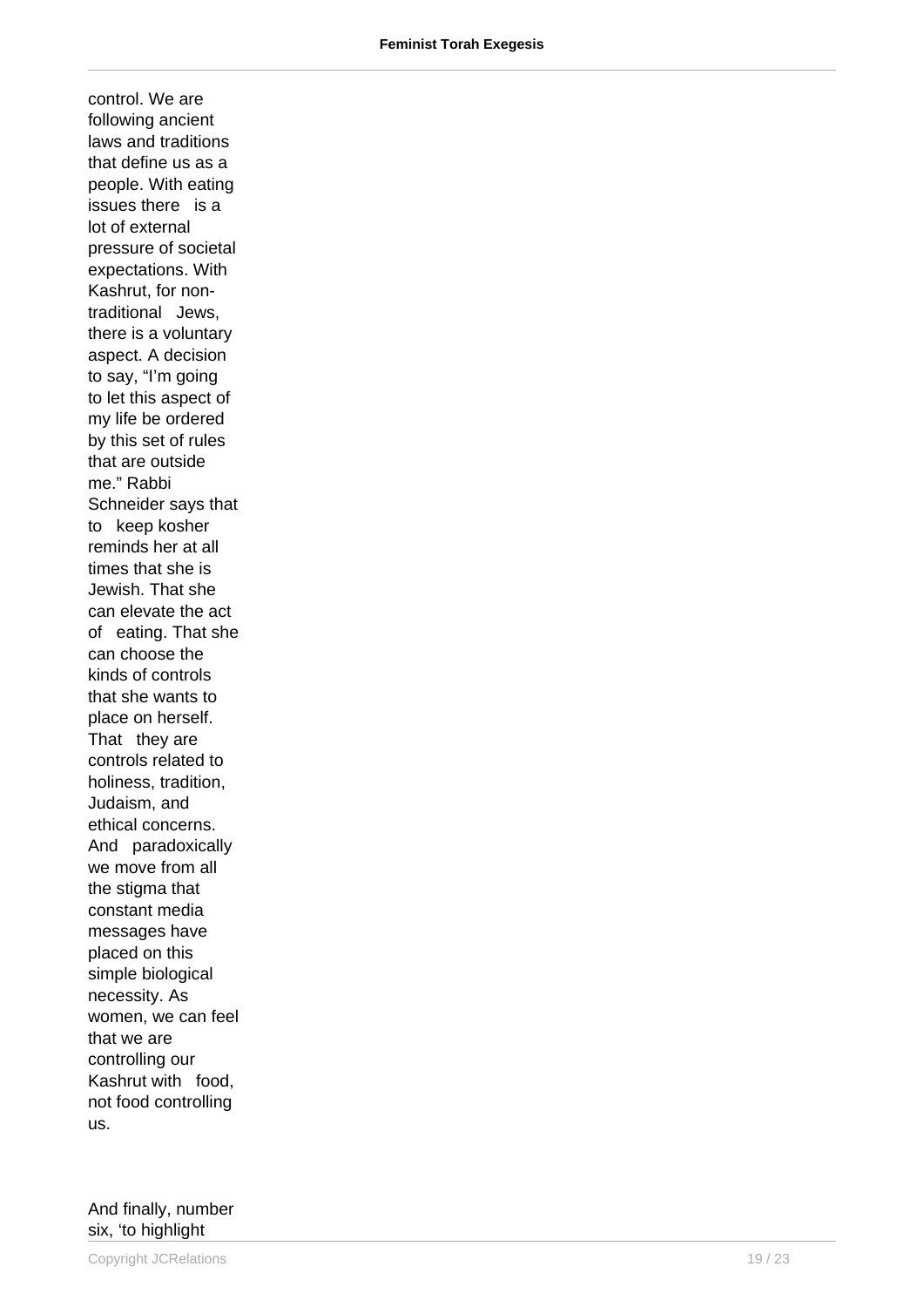control. We are following ancient laws and traditions that define us as a people. With eating issues there is a lot of external pressure of societal expectations. With Kashrut, for non-traditional Jews, there is a voluntary aspect. A decision to say, "I'm going to let this aspect of my life be ordered by this set of rules that are outside me." Rabbi Schneider says that to keep kosher reminds her at all times that she is Jewish. That she can elevate the act of eating. That she can choose the kinds of controls that she wants to place on herself. That they are controls related to holiness, tradition, Judaism, and ethical concerns. And paradoxically we move from all the stigma that constant media messages have placed on this simple biological necessity. As women, we can feel that we are controlling our Kashrut with food, not food controlling us.

And finally, number six, 'to highlight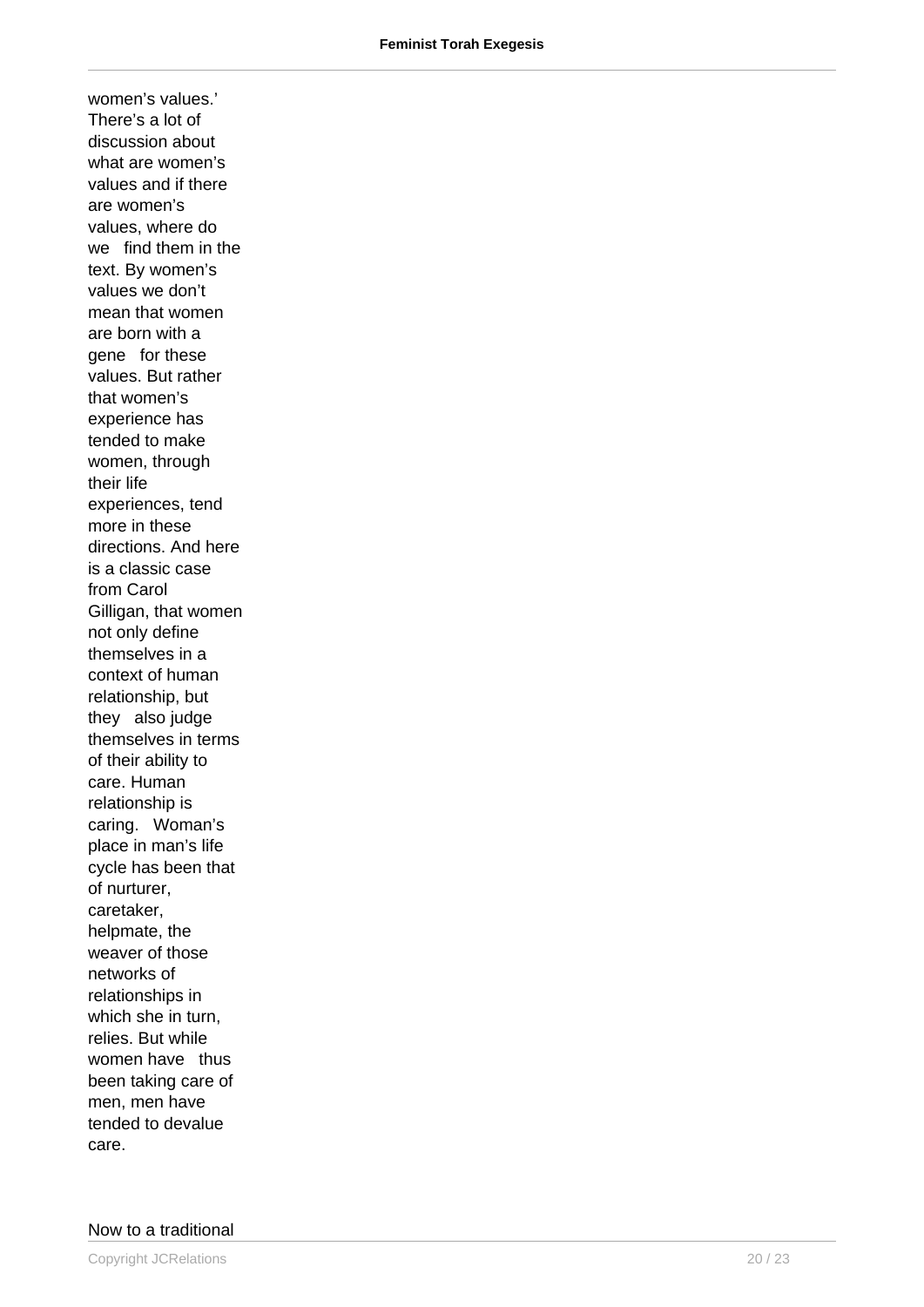women's values.' There's a lot of discussion about what are women's values and if there are women's values, where do we find them in the text. By women's values we don't mean that women are born with a gene for these values. But rather that women's experience has tended to make women, through their life experiences, tend more in these directions. And here is a classic case from Carol Gilligan, that women not only define themselves in a context of human relationship, but they also judge themselves in terms of their ability to care. Human relationship is caring. Woman's place in man's life cycle has been that of nurturer, caretaker, helpmate, the weaver of those networks of relationships in which she in turn, relies. But while women have thus been taking care of men, men have tended to devalue care.

Now to a traditional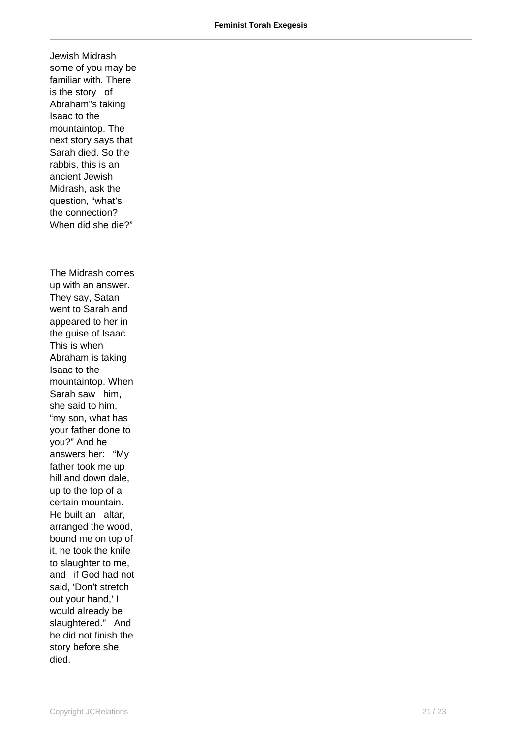Jewish Midrash some of you may be familiar with. There is the story of Abraham"s taking Isaac to the mountaintop. The next story says that Sarah died. So the rabbis, this is an ancient Jewish Midrash, ask the question, “what’s the connection? When did she die?”

The Midrash comes up with an answer. They say, Satan went to Sarah and appeared to her in the guise of Isaac. This is when Abraham is taking Isaac to the mountaintop. When Sarah saw him, she said to him, “my son, what has your father done to you?” And he answers her: “My father took me up hill and down dale, up to the top of a certain mountain. He built an altar, arranged the wood, bound me on top of it, he took the knife to slaughter to me, and if God had not said, ‘Don’t stretch out your hand,’ I would already be slaughtered.” And he did not finish the story before she died.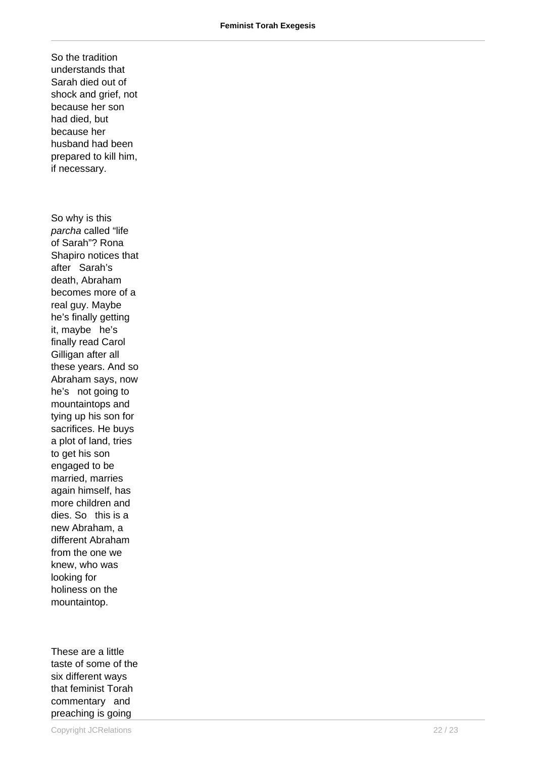So the tradition understands that Sarah died out of shock and grief, not because her son had died, but because her husband had been prepared to kill him, if necessary.

So why is this *parcha* called "life of Sarah"? Rona Shapiro notices that after Sarah's death, Abraham becomes more of a real guy. Maybe he's finally getting it, maybe he's finally read Carol Gilligan after all these years. And so Abraham says, now he's not going to mountaintops and tying up his son for sacrifices. He buys a plot of land, tries to get his son engaged to be married, marries again himself, has more children and dies. So this is a new Abraham, a different Abraham from the one we knew, who was looking for holiness on the mountaintop.

These are a little taste of some of the six different ways that feminist Torah commentary and preaching is going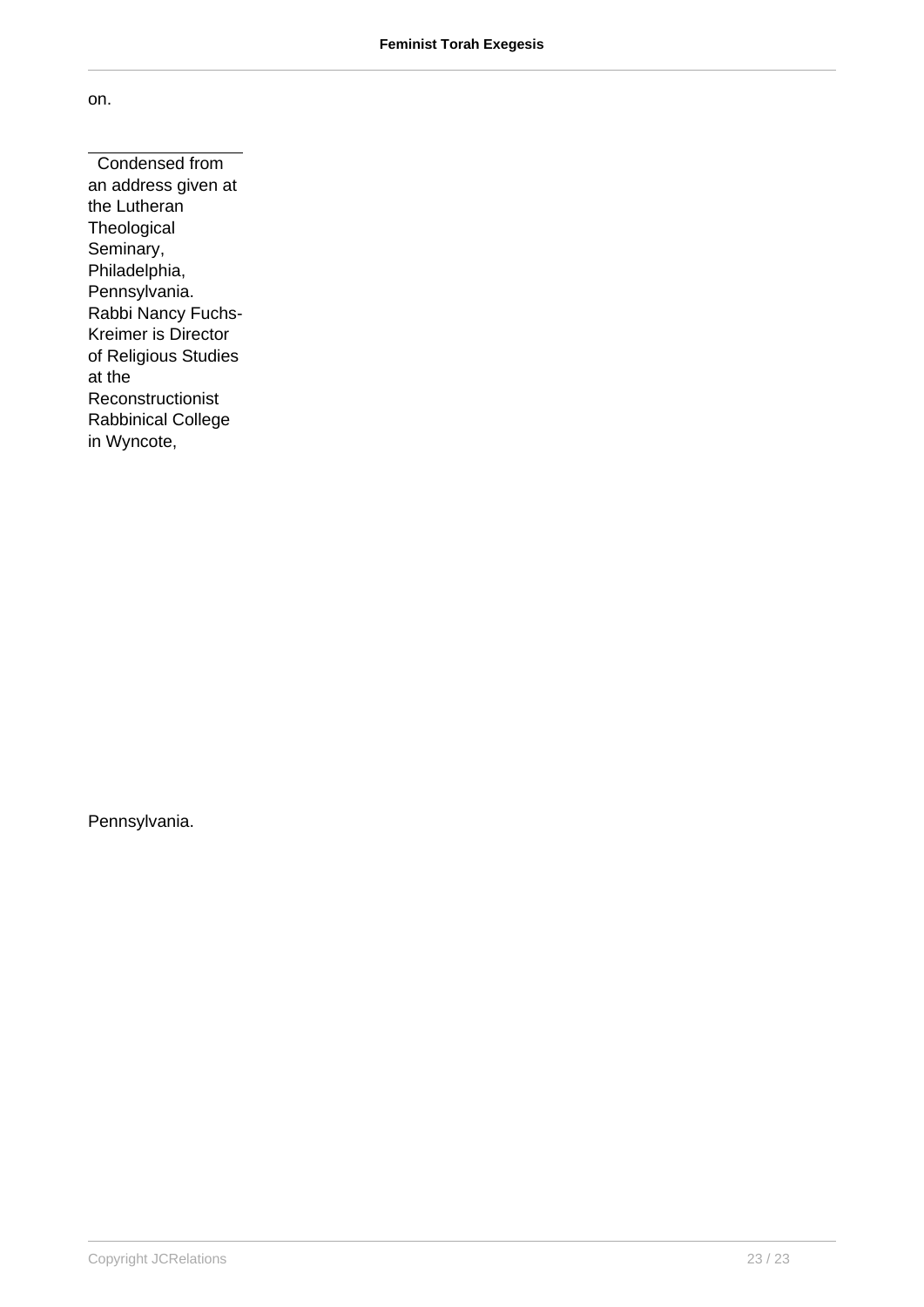on.

---

Condensed from an address given at the Lutheran Theological Seminary, Philadelphia, Pennsylvania. Rabbi Nancy Fuchs-Kreimer is Director of Religious Studies at the Reconstructionist Rabbinical College in Wyncote, Pennsylvania.